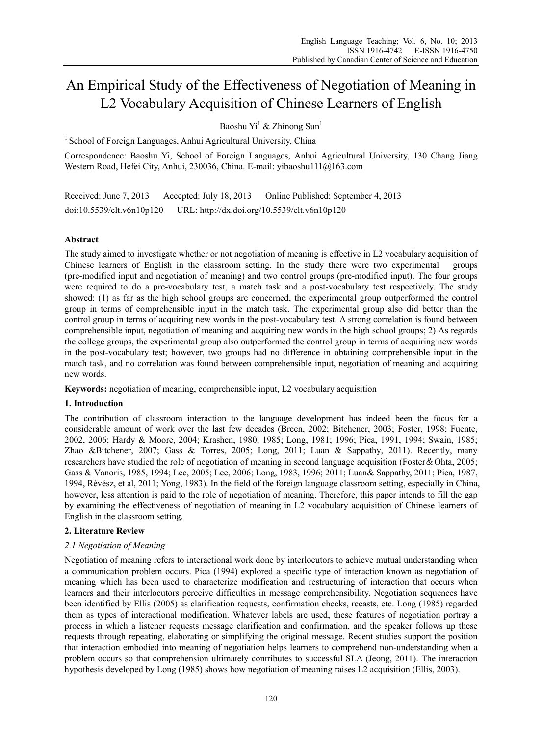# An Empirical Study of the Effectiveness of Negotiation of Meaning in L2 Vocabulary Acquisition of Chinese Learners of English

Baoshu Yi[1] & Zhinong Sun[1]

[1] School of Foreign Languages, Anhui Agricultural University, China

Correspondence: Baoshu Yi, School of Foreign Languages, Anhui Agricultural University, 130 Chang Jiang Western Road, Hefei City, Anhui, 230036, China. E-mail: yibaoshu111@163.com

Received: June 7, 2013 Accepted: July 18, 2013 Online Published: September 4, 2013

doi:10.5539/elt.v6n10p120 URL: http://dx.doi.org/10.5539/elt.v6n10p120

## Abstract

The study aimed to investigate whether or not negotiation of meaning is effective in L2 vocabulary acquisition of Chinese learners of English in the classroom setting. In the study there were two experimental groups (pre-modified input and negotiation of meaning) and two control groups (pre-modified input). The four groups were required to do a pre-vocabulary test, a match task and a post-vocabulary test respectively. The study showed: (1) as far as the high school groups are concerned, the experimental group outperformed the control group in terms of comprehensible input in the match task. The experimental group also did better than the control group in terms of acquiring new words in the post-vocabulary test. A strong correlation is found between comprehensible input, negotiation of meaning and acquiring new words in the high school groups; 2) As regards the college groups, the experimental group also outperformed the control group in terms of acquiring new words in the post-vocabulary test; however, two groups had no difference in obtaining comprehensible input in the match task, and no correlation was found between comprehensible input, negotiation of meaning and acquiring new words.

**Keywords:** negotiation of meaning, comprehensible input, L2 vocabulary acquisition

## 1. Introduction

The contribution of classroom interaction to the language development has indeed been the focus for a considerable amount of work over the last few decades (Breen, 2002; Bitchener, 2003; Foster, 1998; Fuente, 2002, 2006; Hardy & Moore, 2004; Krashen, 1980, 1985; Long, 1981; 1996; Pica, 1991, 1994; Swain, 1985; Zhao &Bitchener, 2007; Gass & Torres, 2005; Long, 2011; Luan & Sappathy, 2011). Recently, many researchers have studied the role of negotiation of meaning in second language acquisition (Foster＆Ohta, 2005; Gass & Vanoris, 1985, 1994; Lee, 2005; Lee, 2006; Long, 1983, 1996; 2011; Luan& Sappathy, 2011; Pica, 1987, 1994, Révész, et al, 2011; Yong, 1983). In the field of the foreign language classroom setting, especially in China, however, less attention is paid to the role of negotiation of meaning. Therefore, this paper intends to fill the gap by examining the effectiveness of negotiation of meaning in L2 vocabulary acquisition of Chinese learners of English in the classroom setting.

## 2. Literature Review

### *2.1 Negotiation of Meaning*

Negotiation of meaning refers to interactional work done by interlocutors to achieve mutual understanding when a communication problem occurs. Pica (1994) explored a specific type of interaction known as negotiation of meaning which has been used to characterize modification and restructuring of interaction that occurs when learners and their interlocutors perceive difficulties in message comprehensibility. Negotiation sequences have been identified by Ellis (2005) as clarification requests, confirmation checks, recasts, etc. Long (1985) regarded them as types of interactional modification. Whatever labels are used, these features of negotiation portray a process in which a listener requests message clarification and confirmation, and the speaker follows up these requests through repeating, elaborating or simplifying the original message. Recent studies support the position that interaction embodied into meaning of negotiation helps learners to comprehend non-understanding when a problem occurs so that comprehension ultimately contributes to successful SLA (Jeong, 2011). The interaction hypothesis developed by Long (1985) shows how negotiation of meaning raises L2 acquisition (Ellis, 2003).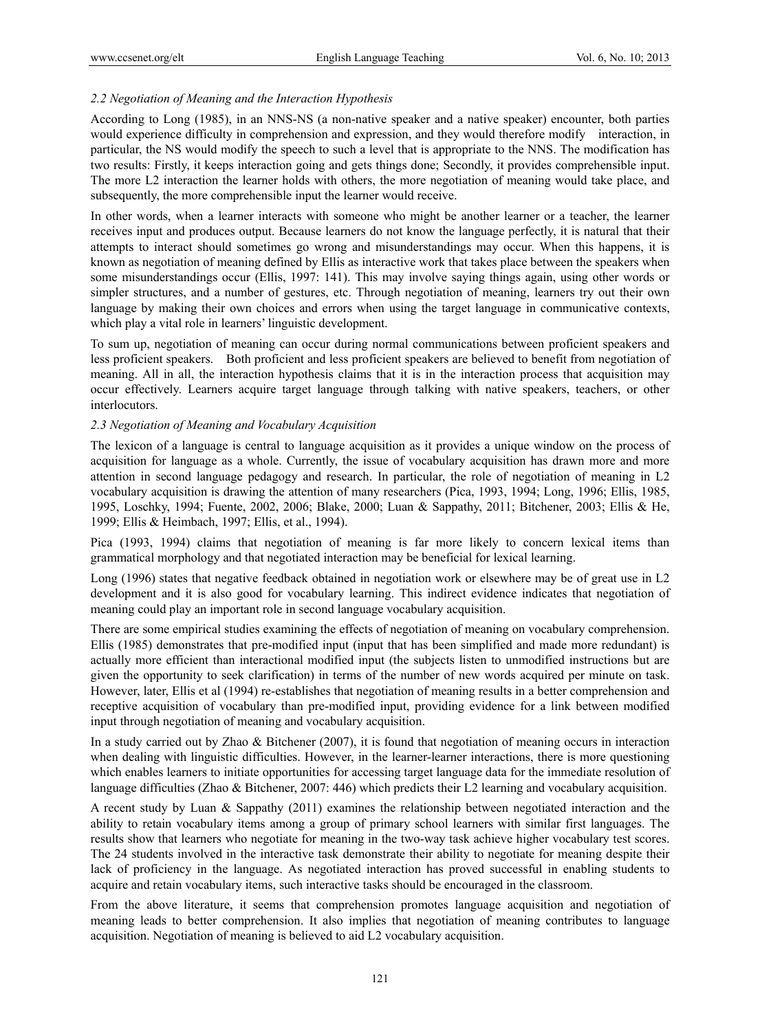### *2.2 Negotiation of Meaning and the Interaction Hypothesis*

According to Long (1985), in an NNS-NS (a non-native speaker and a native speaker) encounter, both parties would experience difficulty in comprehension and expression, and they would therefore modify interaction, in particular, the NS would modify the speech to such a level that is appropriate to the NNS. The modification has two results: Firstly, it keeps interaction going and gets things done; Secondly, it provides comprehensible input. The more L2 interaction the learner holds with others, the more negotiation of meaning would take place, and subsequently, the more comprehensible input the learner would receive.

In other words, when a learner interacts with someone who might be another learner or a teacher, the learner receives input and produces output. Because learners do not know the language perfectly, it is natural that their attempts to interact should sometimes go wrong and misunderstandings may occur. When this happens, it is known as negotiation of meaning defined by Ellis as interactive work that takes place between the speakers when some misunderstandings occur (Ellis, 1997: 141). This may involve saying things again, using other words or simpler structures, and a number of gestures, etc. Through negotiation of meaning, learners try out their own language by making their own choices and errors when using the target language in communicative contexts, which play a vital role in learners' linguistic development.

To sum up, negotiation of meaning can occur during normal communications between proficient speakers and less proficient speakers. Both proficient and less proficient speakers are believed to benefit from negotiation of meaning. All in all, the interaction hypothesis claims that it is in the interaction process that acquisition may occur effectively. Learners acquire target language through talking with native speakers, teachers, or other interlocutors.

### *2.3 Negotiation of Meaning and Vocabulary Acquisition*

The lexicon of a language is central to language acquisition as it provides a unique window on the process of acquisition for language as a whole. Currently, the issue of vocabulary acquisition has drawn more and more attention in second language pedagogy and research. In particular, the role of negotiation of meaning in L2 vocabulary acquisition is drawing the attention of many researchers (Pica, 1993, 1994; Long, 1996; Ellis, 1985, 1995, Loschky, 1994; Fuente, 2002, 2006; Blake, 2000; Luan & Sappathy, 2011; Bitchener, 2003; Ellis & He, 1999; Ellis & Heimbach, 1997; Ellis, et al., 1994).

Pica (1993, 1994) claims that negotiation of meaning is far more likely to concern lexical items than grammatical morphology and that negotiated interaction may be beneficial for lexical learning.

Long (1996) states that negative feedback obtained in negotiation work or elsewhere may be of great use in L2 development and it is also good for vocabulary learning. This indirect evidence indicates that negotiation of meaning could play an important role in second language vocabulary acquisition.

There are some empirical studies examining the effects of negotiation of meaning on vocabulary comprehension. Ellis (1985) demonstrates that pre-modified input (input that has been simplified and made more redundant) is actually more efficient than interactional modified input (the subjects listen to unmodified instructions but are given the opportunity to seek clarification) in terms of the number of new words acquired per minute on task. However, later, Ellis et al (1994) re-establishes that negotiation of meaning results in a better comprehension and receptive acquisition of vocabulary than pre-modified input, providing evidence for a link between modified input through negotiation of meaning and vocabulary acquisition.

In a study carried out by Zhao & Bitchener (2007), it is found that negotiation of meaning occurs in interaction when dealing with linguistic difficulties. However, in the learner-learner interactions, there is more questioning which enables learners to initiate opportunities for accessing target language data for the immediate resolution of language difficulties (Zhao & Bitchener, 2007: 446) which predicts their L2 learning and vocabulary acquisition.

A recent study by Luan & Sappathy (2011) examines the relationship between negotiated interaction and the ability to retain vocabulary items among a group of primary school learners with similar first languages. The results show that learners who negotiate for meaning in the two-way task achieve higher vocabulary test scores. The 24 students involved in the interactive task demonstrate their ability to negotiate for meaning despite their lack of proficiency in the language. As negotiated interaction has proved successful in enabling students to acquire and retain vocabulary items, such interactive tasks should be encouraged in the classroom.

From the above literature, it seems that comprehension promotes language acquisition and negotiation of meaning leads to better comprehension. It also implies that negotiation of meaning contributes to language acquisition. Negotiation of meaning is believed to aid L2 vocabulary acquisition.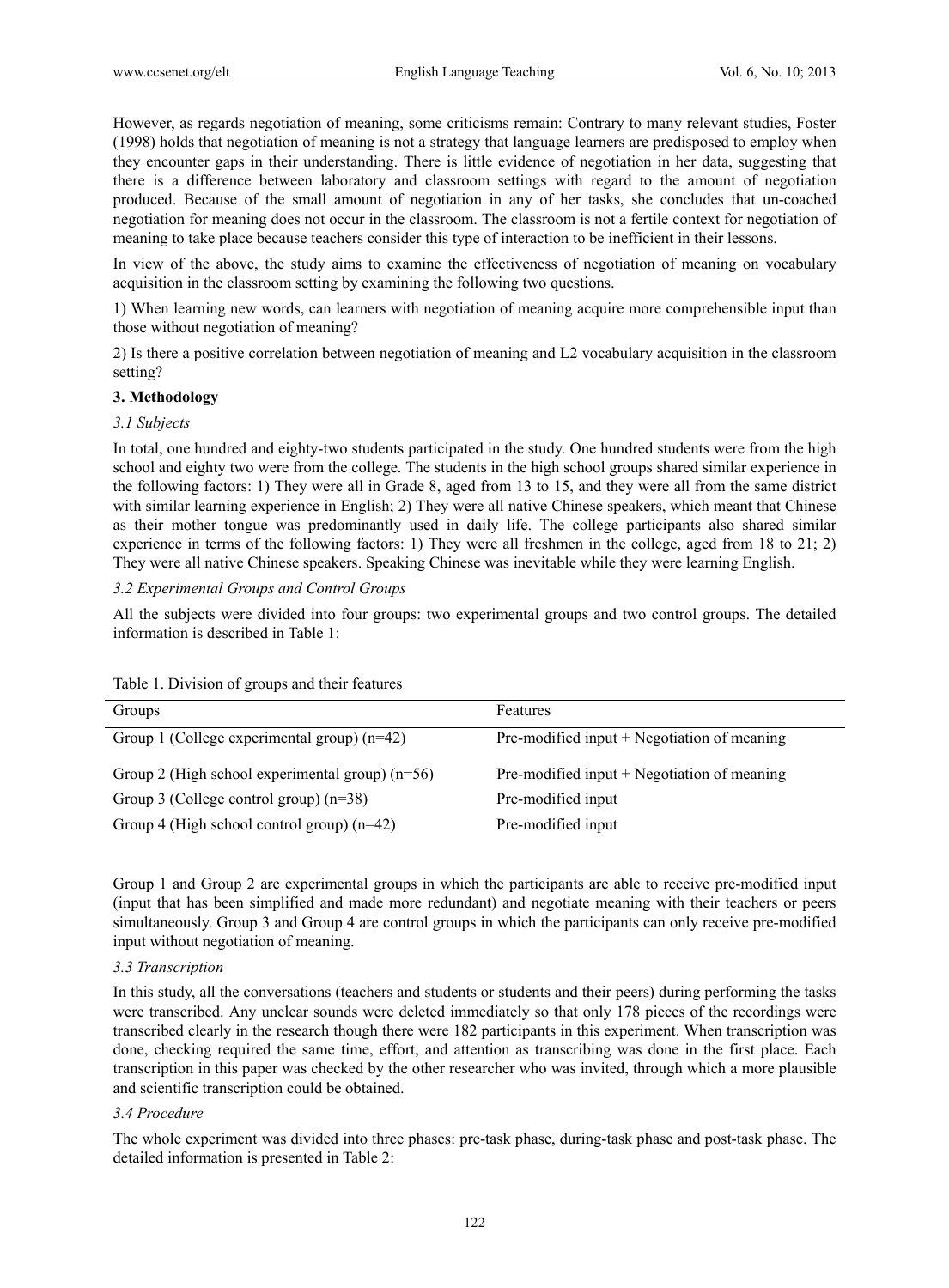However, as regards negotiation of meaning, some criticisms remain: Contrary to many relevant studies, Foster (1998) holds that negotiation of meaning is not a strategy that language learners are predisposed to employ when they encounter gaps in their understanding. There is little evidence of negotiation in her data, suggesting that there is a difference between laboratory and classroom settings with regard to the amount of negotiation produced. Because of the small amount of negotiation in any of her tasks, she concludes that un-coached negotiation for meaning does not occur in the classroom. The classroom is not a fertile context for negotiation of meaning to take place because teachers consider this type of interaction to be inefficient in their lessons.

In view of the above, the study aims to examine the effectiveness of negotiation of meaning on vocabulary acquisition in the classroom setting by examining the following two questions.

1) When learning new words, can learners with negotiation of meaning acquire more comprehensible input than those without negotiation of meaning?

2) Is there a positive correlation between negotiation of meaning and L2 vocabulary acquisition in the classroom setting?

## 3. Methodology

### *3.1 Subjects*

In total, one hundred and eighty-two students participated in the study. One hundred students were from the high school and eighty two were from the college. The students in the high school groups shared similar experience in the following factors: 1) They were all in Grade 8, aged from 13 to 15, and they were all from the same district with similar learning experience in English; 2) They were all native Chinese speakers, which meant that Chinese as their mother tongue was predominantly used in daily life. The college participants also shared similar experience in terms of the following factors: 1) They were all freshmen in the college, aged from 18 to 21; 2) They were all native Chinese speakers. Speaking Chinese was inevitable while they were learning English.

### *3.2 Experimental Groups and Control Groups*

All the subjects were divided into four groups: two experimental groups and two control groups. The detailed information is described in Table 1:

Table 1. Division of groups and their features

| Groups | Features |
|---|---|
| Group 1 (College experimental group) (n=42) | Pre-modified input + Negotiation of meaning |
| Group 2 (High school experimental group) (n=56) | Pre-modified input + Negotiation of meaning |
| Group 3 (College control group) (n=38) | Pre-modified input |
| Group 4 (High school control group) (n=42) | Pre-modified input |

Group 1 and Group 2 are experimental groups in which the participants are able to receive pre-modified input (input that has been simplified and made more redundant) and negotiate meaning with their teachers or peers simultaneously. Group 3 and Group 4 are control groups in which the participants can only receive pre-modified input without negotiation of meaning.

### *3.3 Transcription*

In this study, all the conversations (teachers and students or students and their peers) during performing the tasks were transcribed. Any unclear sounds were deleted immediately so that only 178 pieces of the recordings were transcribed clearly in the research though there were 182 participants in this experiment. When transcription was done, checking required the same time, effort, and attention as transcribing was done in the first place. Each transcription in this paper was checked by the other researcher who was invited, through which a more plausible and scientific transcription could be obtained.

### *3.4 Procedure*

The whole experiment was divided into three phases: pre-task phase, during-task phase and post-task phase. The detailed information is presented in Table 2: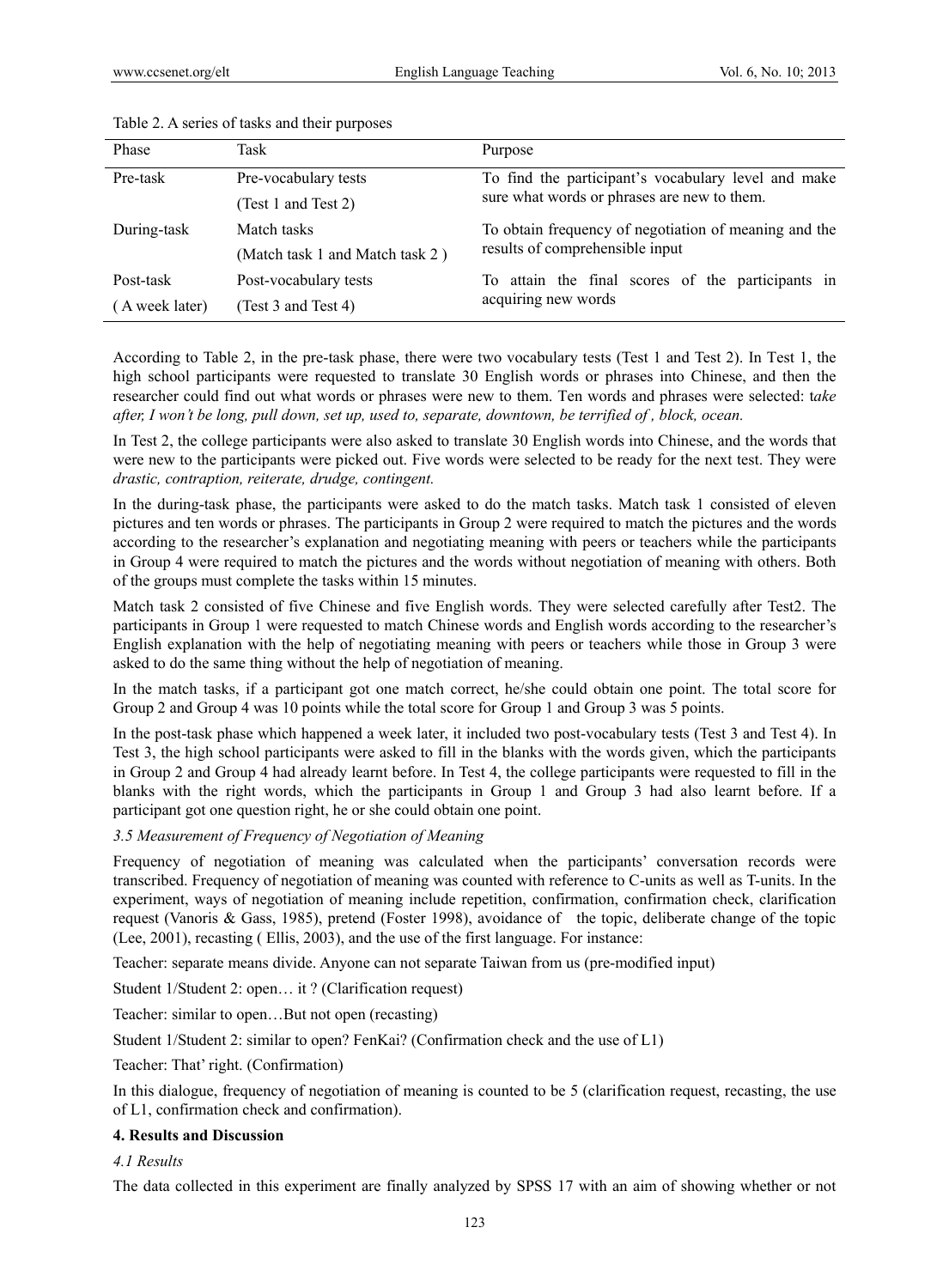Table 2. A series of tasks and their purposes

| Phase | Task | Purpose |
|---|---|---|
| Pre-task | Pre-vocabulary tests (Test 1 and Test 2) | To find the participant's vocabulary level and make sure what words or phrases are new to them. |
| During-task | Match tasks (Match task 1 and Match task 2 ) | To obtain frequency of negotiation of meaning and the results of comprehensible input |
| Post-task ( A week later) | Post-vocabulary tests (Test 3 and Test 4) | To attain the final scores of the participants in acquiring new words |

According to Table 2, in the pre-task phase, there were two vocabulary tests (Test 1 and Test 2). In Test 1, the high school participants were requested to translate 30 English words or phrases into Chinese, and then the researcher could find out what words or phrases were new to them. Ten words and phrases were selected: t*ake after, I won't be long, pull down, set up, used to, separate, downtown, be terrified of , block, ocean.*

In Test 2, the college participants were also asked to translate 30 English words into Chinese, and the words that were new to the participants were picked out. Five words were selected to be ready for the next test. They were *drastic, contraption, reiterate, drudge, contingent.*

In the during-task phase, the participants were asked to do the match tasks. Match task 1 consisted of eleven pictures and ten words or phrases. The participants in Group 2 were required to match the pictures and the words according to the researcher's explanation and negotiating meaning with peers or teachers while the participants in Group 4 were required to match the pictures and the words without negotiation of meaning with others. Both of the groups must complete the tasks within 15 minutes.

Match task 2 consisted of five Chinese and five English words. They were selected carefully after Test2. The participants in Group 1 were requested to match Chinese words and English words according to the researcher's English explanation with the help of negotiating meaning with peers or teachers while those in Group 3 were asked to do the same thing without the help of negotiation of meaning.

In the match tasks, if a participant got one match correct, he/she could obtain one point. The total score for Group 2 and Group 4 was 10 points while the total score for Group 1 and Group 3 was 5 points.

In the post-task phase which happened a week later, it included two post-vocabulary tests (Test 3 and Test 4). In Test 3, the high school participants were asked to fill in the blanks with the words given, which the participants in Group 2 and Group 4 had already learnt before. In Test 4, the college participants were requested to fill in the blanks with the right words, which the participants in Group 1 and Group 3 had also learnt before. If a participant got one question right, he or she could obtain one point.

### *3.5 Measurement of Frequency of Negotiation of Meaning*

Frequency of negotiation of meaning was calculated when the participants' conversation records were transcribed. Frequency of negotiation of meaning was counted with reference to C-units as well as T-units. In the experiment, ways of negotiation of meaning include repetition, confirmation, confirmation check, clarification request (Vanoris & Gass, 1985), pretend (Foster 1998), avoidance of the topic, deliberate change of the topic (Lee, 2001), recasting ( Ellis, 2003), and the use of the first language. For instance:

Teacher: separate means divide. Anyone can not separate Taiwan from us (pre-modified input)

Student 1/Student 2: open… it ? (Clarification request)

Teacher: similar to open…But not open (recasting)

Student 1/Student 2: similar to open? FenKai? (Confirmation check and the use of L1)

Teacher: That' right. (Confirmation)

In this dialogue, frequency of negotiation of meaning is counted to be 5 (clarification request, recasting, the use of L1, confirmation check and confirmation).

## **4. Results and Discussion**

### *4.1 Results*

The data collected in this experiment are finally analyzed by SPSS 17 with an aim of showing whether or not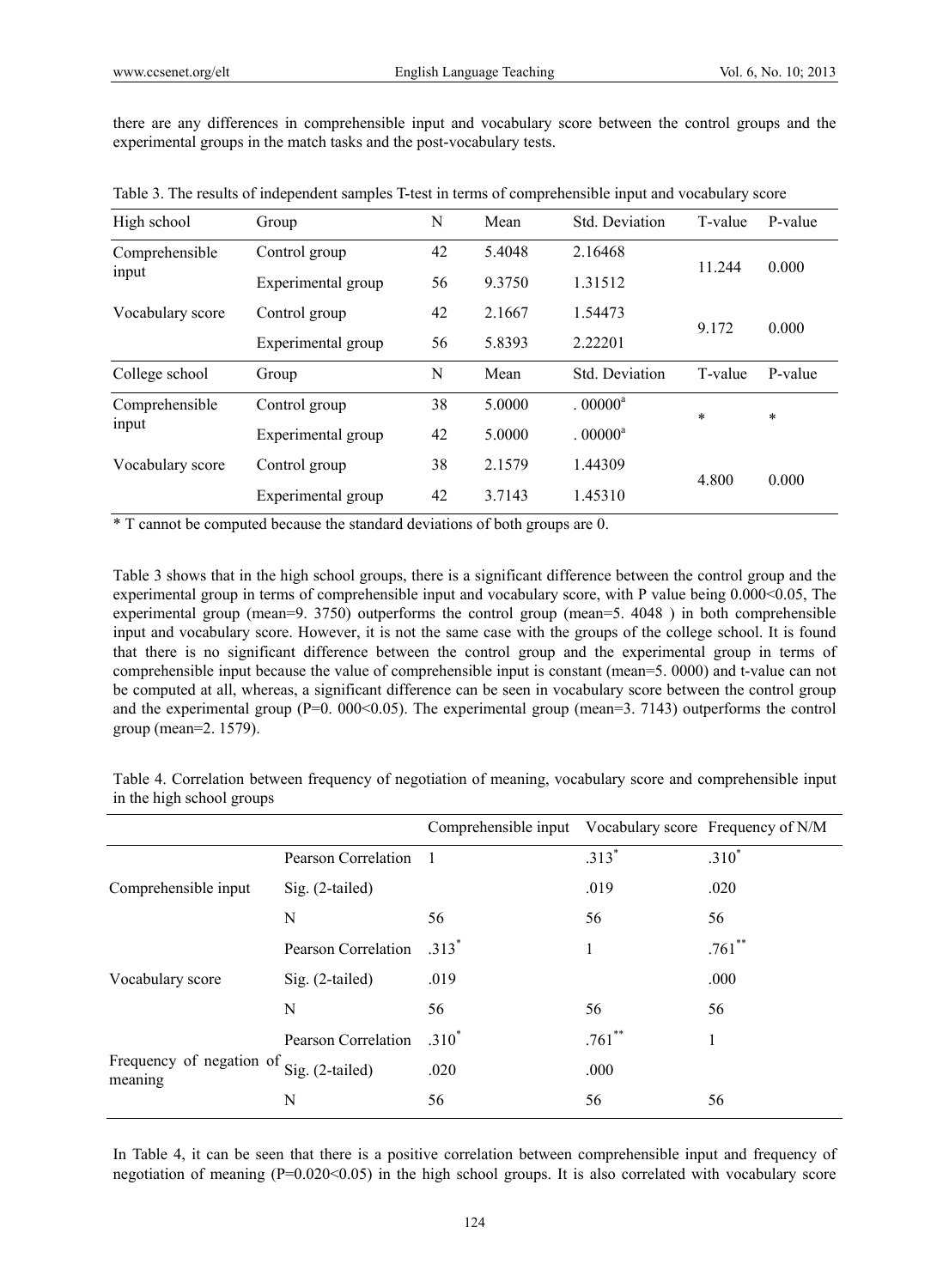there are any differences in comprehensible input and vocabulary score between the control groups and the experimental groups in the match tasks and the post-vocabulary tests.

Table 3. The results of independent samples T-test in terms of comprehensible input and vocabulary score

| High school | Group | N | Mean | Std. Deviation | T-value | P-value |
|---|---|---|---|---|---|---|
| Comprehensible input | Control group | 42 | 5.4048 | 2.16468 | 11.244 | 0.000 |
| | Experimental group | 56 | 9.3750 | 1.31512 | | |
| Vocabulary score | Control group | 42 | 2.1667 | 1.54473 | 9.172 | 0.000 |
| | Experimental group | 56 | 5.8393 | 2.22201 | | |
| **College school** | **Group** | **N** | **Mean** | **Std. Deviation** | **T-value** | **P-value** |
| Comprehensible input | Control group | 38 | 5.0000 | . 00000[a] | * | * |
| | Experimental group | 42 | 5.0000 | . 00000[a] | | |
| Vocabulary score | Control group | 38 | 2.1579 | 1.44309 | 4.800 | 0.000 |
| | Experimental group | 42 | 3.7143 | 1.45310 | | |

* T cannot be computed because the standard deviations of both groups are 0.

Table 3 shows that in the high school groups, there is a significant difference between the control group and the experimental group in terms of comprehensible input and vocabulary score, with P value being 0.000<0.05, The experimental group (mean=9. 3750) outperforms the control group (mean=5. 4048 ) in both comprehensible input and vocabulary score. However, it is not the same case with the groups of the college school. It is found that there is no significant difference between the control group and the experimental group in terms of comprehensible input because the value of comprehensible input is constant (mean=5. 0000) and t-value can not be computed at all, whereas, a significant difference can be seen in vocabulary score between the control group and the experimental group (P=0. 000<0.05). The experimental group (mean=3. 7143) outperforms the control group (mean=2. 1579).

Table 4. Correlation between frequency of negotiation of meaning, vocabulary score and comprehensible input in the high school groups

| | | Comprehensible input | Vocabulary score | Frequency of N/M |
|---|---|---|---|---|
| Comprehensible input | Pearson Correlation | 1 | .313* | .310* |
| | Sig. (2-tailed) | | .019 | .020 |
| | N | 56 | 56 | 56 |
| Vocabulary score | Pearson Correlation | .313* | 1 | .761** |
| | Sig. (2-tailed) | .019 | | .000 |
| | N | 56 | 56 | 56 |
| Frequency of negation of meaning | Pearson Correlation | .310* | .761** | 1 |
| | Sig. (2-tailed) | .020 | .000 | |
| | N | 56 | 56 | 56 |

In Table 4, it can be seen that there is a positive correlation between comprehensible input and frequency of negotiation of meaning (P=0.020<0.05) in the high school groups. It is also correlated with vocabulary score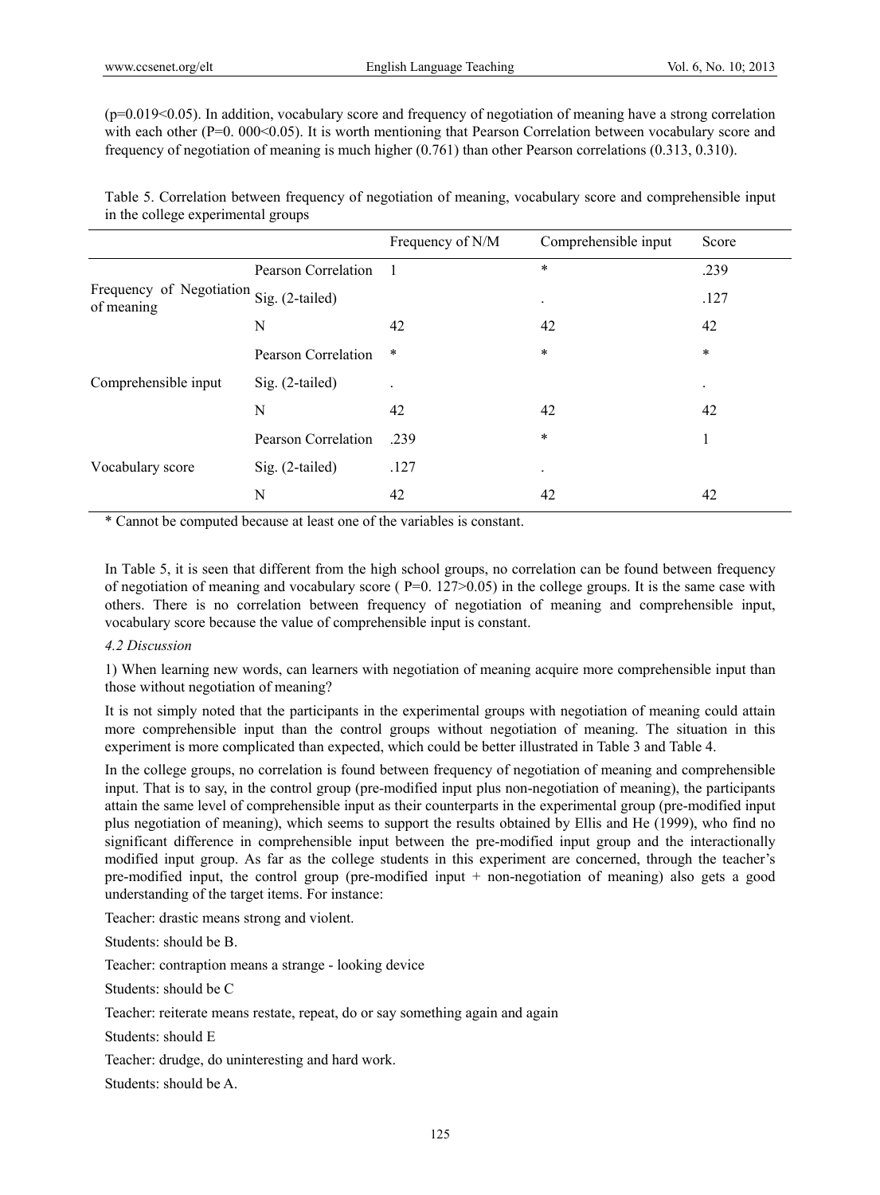(p=0.019<0.05). In addition, vocabulary score and frequency of negotiation of meaning have a strong correlation with each other (P=0. 000<0.05). It is worth mentioning that Pearson Correlation between vocabulary score and frequency of negotiation of meaning is much higher (0.761) than other Pearson correlations (0.313, 0.310).

Table 5. Correlation between frequency of negotiation of meaning, vocabulary score and comprehensible input in the college experimental groups

| | | Frequency of N/M | Comprehensible input | Score |
|---|---|---|---|---|
| Frequency of Negotiation of meaning | Pearson Correlation | 1 | * | .239 |
| | Sig. (2-tailed) | | . | .127 |
| | N | 42 | 42 | 42 |
| Comprehensible input | Pearson Correlation | * | * | * |
| | Sig. (2-tailed) | . | | . |
| | N | 42 | 42 | 42 |
| Vocabulary score | Pearson Correlation | .239 | * | 1 |
| | Sig. (2-tailed) | .127 | . | |
| | N | 42 | 42 | 42 |

* Cannot be computed because at least one of the variables is constant.

In Table 5, it is seen that different from the high school groups, no correlation can be found between frequency of negotiation of meaning and vocabulary score ( P=0. 127>0.05) in the college groups. It is the same case with others. There is no correlation between frequency of negotiation of meaning and comprehensible input, vocabulary score because the value of comprehensible input is constant.

*4.2 Discussion*

1) When learning new words, can learners with negotiation of meaning acquire more comprehensible input than those without negotiation of meaning?

It is not simply noted that the participants in the experimental groups with negotiation of meaning could attain more comprehensible input than the control groups without negotiation of meaning. The situation in this experiment is more complicated than expected, which could be better illustrated in Table 3 and Table 4.

In the college groups, no correlation is found between frequency of negotiation of meaning and comprehensible input. That is to say, in the control group (pre-modified input plus non-negotiation of meaning), the participants attain the same level of comprehensible input as their counterparts in the experimental group (pre-modified input plus negotiation of meaning), which seems to support the results obtained by Ellis and He (1999), who find no significant difference in comprehensible input between the pre-modified input group and the interactionally modified input group. As far as the college students in this experiment are concerned, through the teacher's pre-modified input, the control group (pre-modified input + non-negotiation of meaning) also gets a good understanding of the target items. For instance:

Teacher: drastic means strong and violent.

Students: should be B.

Teacher: contraption means a strange - looking device

Students: should be C

Teacher: reiterate means restate, repeat, do or say something again and again

Students: should E

Teacher: drudge, do uninteresting and hard work.

Students: should be A.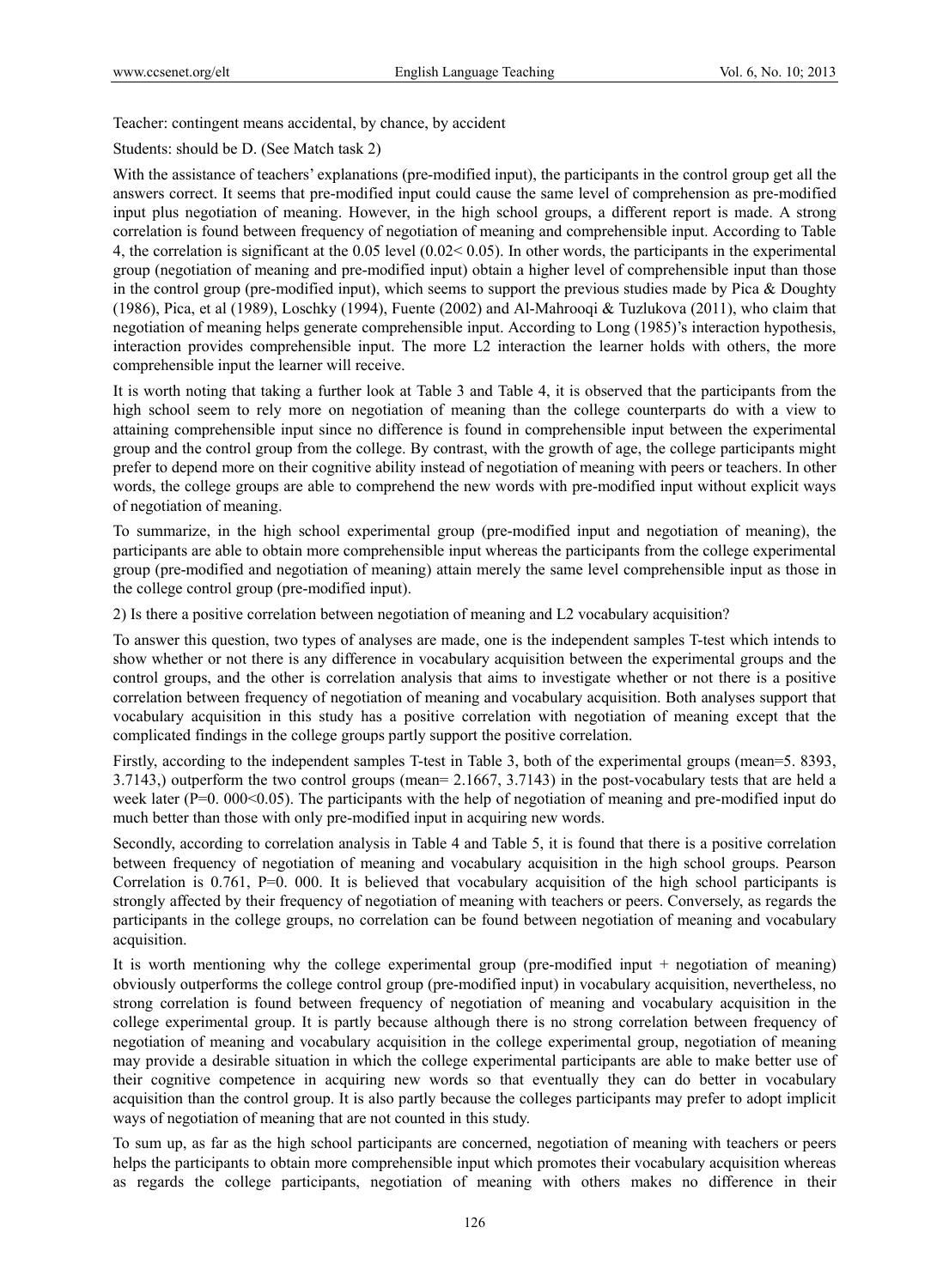Teacher: contingent means accidental, by chance, by accident

Students: should be D. (See Match task 2)

With the assistance of teachers' explanations (pre-modified input), the participants in the control group get all the answers correct. It seems that pre-modified input could cause the same level of comprehension as pre-modified input plus negotiation of meaning. However, in the high school groups, a different report is made. A strong correlation is found between frequency of negotiation of meaning and comprehensible input. According to Table 4, the correlation is significant at the 0.05 level (0.02< 0.05). In other words, the participants in the experimental group (negotiation of meaning and pre-modified input) obtain a higher level of comprehensible input than those in the control group (pre-modified input), which seems to support the previous studies made by Pica & Doughty (1986), Pica, et al (1989), Loschky (1994), Fuente (2002) and Al-Mahrooqi & Tuzlukova (2011), who claim that negotiation of meaning helps generate comprehensible input. According to Long (1985)'s interaction hypothesis, interaction provides comprehensible input. The more L2 interaction the learner holds with others, the more comprehensible input the learner will receive.

It is worth noting that taking a further look at Table 3 and Table 4, it is observed that the participants from the high school seem to rely more on negotiation of meaning than the college counterparts do with a view to attaining comprehensible input since no difference is found in comprehensible input between the experimental group and the control group from the college. By contrast, with the growth of age, the college participants might prefer to depend more on their cognitive ability instead of negotiation of meaning with peers or teachers. In other words, the college groups are able to comprehend the new words with pre-modified input without explicit ways of negotiation of meaning.

To summarize, in the high school experimental group (pre-modified input and negotiation of meaning), the participants are able to obtain more comprehensible input whereas the participants from the college experimental group (pre-modified and negotiation of meaning) attain merely the same level comprehensible input as those in the college control group (pre-modified input).

2) Is there a positive correlation between negotiation of meaning and L2 vocabulary acquisition?

To answer this question, two types of analyses are made, one is the independent samples T-test which intends to show whether or not there is any difference in vocabulary acquisition between the experimental groups and the control groups, and the other is correlation analysis that aims to investigate whether or not there is a positive correlation between frequency of negotiation of meaning and vocabulary acquisition. Both analyses support that vocabulary acquisition in this study has a positive correlation with negotiation of meaning except that the complicated findings in the college groups partly support the positive correlation.

Firstly, according to the independent samples T-test in Table 3, both of the experimental groups (mean=5. 8393, 3.7143,) outperform the two control groups (mean= 2.1667, 3.7143) in the post-vocabulary tests that are held a week later (P=0. 000<0.05). The participants with the help of negotiation of meaning and pre-modified input do much better than those with only pre-modified input in acquiring new words.

Secondly, according to correlation analysis in Table 4 and Table 5, it is found that there is a positive correlation between frequency of negotiation of meaning and vocabulary acquisition in the high school groups. Pearson Correlation is 0.761, P=0. 000. It is believed that vocabulary acquisition of the high school participants is strongly affected by their frequency of negotiation of meaning with teachers or peers. Conversely, as regards the participants in the college groups, no correlation can be found between negotiation of meaning and vocabulary acquisition.

It is worth mentioning why the college experimental group (pre-modified input + negotiation of meaning) obviously outperforms the college control group (pre-modified input) in vocabulary acquisition, nevertheless, no strong correlation is found between frequency of negotiation of meaning and vocabulary acquisition in the college experimental group. It is partly because although there is no strong correlation between frequency of negotiation of meaning and vocabulary acquisition in the college experimental group, negotiation of meaning may provide a desirable situation in which the college experimental participants are able to make better use of their cognitive competence in acquiring new words so that eventually they can do better in vocabulary acquisition than the control group. It is also partly because the colleges participants may prefer to adopt implicit ways of negotiation of meaning that are not counted in this study.

To sum up, as far as the high school participants are concerned, negotiation of meaning with teachers or peers helps the participants to obtain more comprehensible input which promotes their vocabulary acquisition whereas as regards the college participants, negotiation of meaning with others makes no difference in their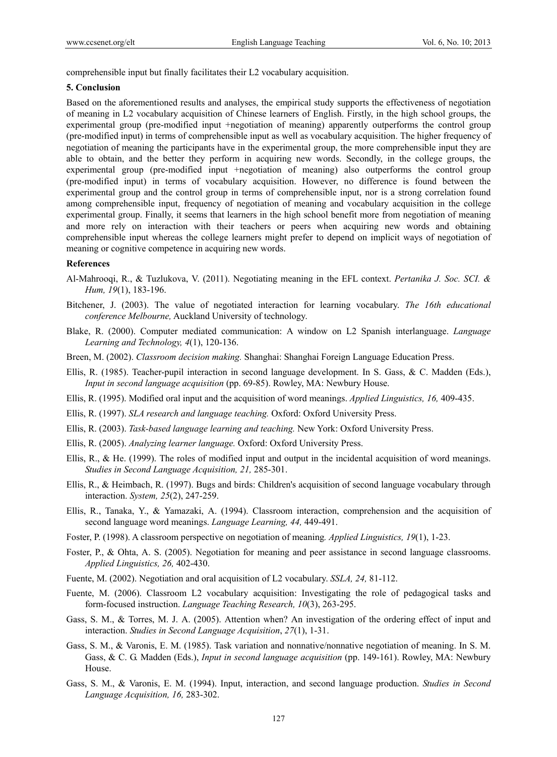comprehensible input but finally facilitates their L2 vocabulary acquisition.

## 5. Conclusion

Based on the aforementioned results and analyses, the empirical study supports the effectiveness of negotiation of meaning in L2 vocabulary acquisition of Chinese learners of English. Firstly, in the high school groups, the experimental group (pre-modified input +negotiation of meaning) apparently outperforms the control group (pre-modified input) in terms of comprehensible input as well as vocabulary acquisition. The higher frequency of negotiation of meaning the participants have in the experimental group, the more comprehensible input they are able to obtain, and the better they perform in acquiring new words. Secondly, in the college groups, the experimental group (pre-modified input +negotiation of meaning) also outperforms the control group (pre-modified input) in terms of vocabulary acquisition. However, no difference is found between the experimental group and the control group in terms of comprehensible input, nor is a strong correlation found among comprehensible input, frequency of negotiation of meaning and vocabulary acquisition in the college experimental group. Finally, it seems that learners in the high school benefit more from negotiation of meaning and more rely on interaction with their teachers or peers when acquiring new words and obtaining comprehensible input whereas the college learners might prefer to depend on implicit ways of negotiation of meaning or cognitive competence in acquiring new words.

## References

Al-Mahrooqi, R., & Tuzlukova, V. (2011). Negotiating meaning in the EFL context. *Pertanika J. Soc. SCI. & Hum, 19*(1), 183-196.

Bitchener, J. (2003). The value of negotiated interaction for learning vocabulary. *The 16th educational conference Melbourne,* Auckland University of technology.

Blake, R. (2000). Computer mediated communication: A window on L2 Spanish interlanguage. *Language Learning and Technology, 4*(1), 120-136.

Breen, M. (2002). *Classroom decision making.* Shanghai: Shanghai Foreign Language Education Press.

Ellis, R. (1985). Teacher-pupil interaction in second language development. In S. Gass, & C. Madden (Eds.), *Input in second language acquisition* (pp. 69-85). Rowley, MA: Newbury House.

Ellis, R. (1995). Modified oral input and the acquisition of word meanings. *Applied Linguistics, 16,* 409-435.

Ellis, R. (1997). *SLA research and language teaching.* Oxford: Oxford University Press.

Ellis, R. (2003). *Task-based language learning and teaching.* New York: Oxford University Press.

Ellis, R. (2005). *Analyzing learner language.* Oxford: Oxford University Press.

Ellis, R., & He. (1999). The roles of modified input and output in the incidental acquisition of word meanings. *Studies in Second Language Acquisition, 21,* 285-301.

Ellis, R., & Heimbach, R. (1997). Bugs and birds: Children's acquisition of second language vocabulary through interaction. *System, 25*(2), 247-259.

Ellis, R., Tanaka, Y., & Yamazaki, A. (1994). Classroom interaction, comprehension and the acquisition of second language word meanings. *Language Learning, 44,* 449-491.

Foster, P. (1998). A classroom perspective on negotiation of meaning*. Applied Linguistics, 19*(1), 1-23.

Foster, P., & Ohta, A. S. (2005). Negotiation for meaning and peer assistance in second language classrooms. *Applied Linguistics, 26,* 402-430.

Fuente, M. (2002). Negotiation and oral acquisition of L2 vocabulary. *SSLA, 24,* 81-112.

Fuente, M. (2006). Classroom L2 vocabulary acquisition: Investigating the role of pedagogical tasks and form-focused instruction. *Language Teaching Research, 10*(3), 263-295.

Gass, S. M., & Torres, M. J. A. (2005). Attention when? An investigation of the ordering effect of input and interaction. *Studies in Second Language Acquisition*, *27*(1), 1-31.

Gass, S. M., & Varonis, E. M. (1985). Task variation and nonnative/nonnative negotiation of meaning. In S. M. Gass, & C. G. Madden (Eds.), *Input in second language acquisition* (pp. 149-161). Rowley, MA: Newbury House.

Gass, S. M., & Varonis, E. M. (1994). Input, interaction, and second language production. *Studies in Second Language Acquisition, 16,* 283-302.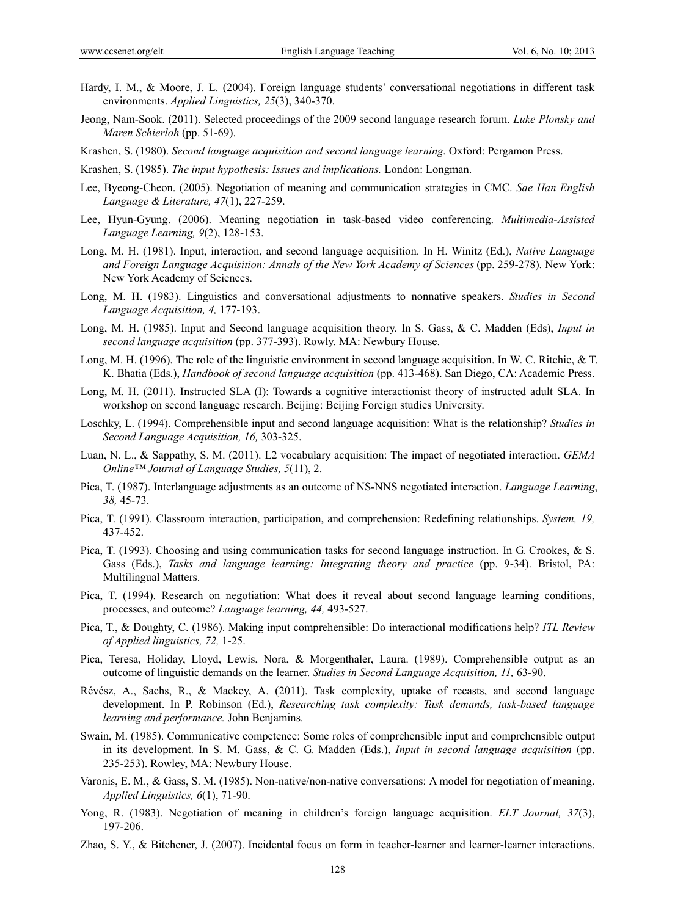Hardy, I. M., & Moore, J. L. (2004). Foreign language students' conversational negotiations in different task environments. *Applied Linguistics, 25*(3), 340-370.

Jeong, Nam-Sook. (2011). Selected proceedings of the 2009 second language research forum. *Luke Plonsky and Maren Schierloh* (pp. 51-69).

Krashen, S. (1980). *Second language acquisition and second language learning.* Oxford: Pergamon Press.

Krashen, S. (1985). *The input hypothesis: Issues and implications.* London: Longman.

Lee, Byeong-Cheon. (2005). Negotiation of meaning and communication strategies in CMC. *Sae Han English Language & Literature, 47*(1), 227-259.

Lee, Hyun-Gyung. (2006). Meaning negotiation in task-based video conferencing. *Multimedia-Assisted Language Learning, 9*(2), 128-153.

Long, M. H. (1981). Input, interaction, and second language acquisition. In H. Winitz (Ed.), *Native Language and Foreign Language Acquisition: Annals of the New York Academy of Sciences* (pp. 259-278). New York: New York Academy of Sciences.

Long, M. H. (1983). Linguistics and conversational adjustments to nonnative speakers. *Studies in Second Language Acquisition, 4,* 177-193.

Long, M. H. (1985). Input and Second language acquisition theory. In S. Gass, & C. Madden (Eds), *Input in second language acquisition* (pp. 377-393). Rowly. MA: Newbury House.

Long, M. H. (1996). The role of the linguistic environment in second language acquisition. In W. C. Ritchie, & T. K. Bhatia (Eds.), *Handbook of second language acquisition* (pp. 413-468). San Diego, CA: Academic Press.

Long, M. H. (2011). Instructed SLA (I): Towards a cognitive interactionist theory of instructed adult SLA. In workshop on second language research. Beijing: Beijing Foreign studies University.

Loschky, L. (1994). Comprehensible input and second language acquisition: What is the relationship? *Studies in Second Language Acquisition, 16,* 303-325.

Luan, N. L., & Sappathy, S. M. (2011). L2 vocabulary acquisition: The impact of negotiated interaction. *GEMA Online™ Journal of Language Studies, 5*(11), 2.

Pica, T. (1987). Interlanguage adjustments as an outcome of NS-NNS negotiated interaction. *Language Learning*, *38,* 45-73.

Pica, T. (1991). Classroom interaction, participation, and comprehension: Redefining relationships. *System, 19,* 437-452.

Pica, T. (1993). Choosing and using communication tasks for second language instruction. In G. Crookes, & S. Gass (Eds.), *Tasks and language learning: Integrating theory and practice* (pp. 9-34). Bristol, PA: Multilingual Matters.

Pica, T. (1994). Research on negotiation: What does it reveal about second language learning conditions, processes, and outcome? *Language learning, 44,* 493-527.

Pica, T., & Doughty, C. (1986). Making input comprehensible: Do interactional modifications help? *ITL Review of Applied linguistics, 72,* 1-25.

Pica, Teresa, Holiday, Lloyd, Lewis, Nora, & Morgenthaler, Laura. (1989). Comprehensible output as an outcome of linguistic demands on the learner. *Studies in Second Language Acquisition, 11,* 63-90.

Révész, A., Sachs, R., & Mackey, A. (2011). Task complexity, uptake of recasts, and second language development. In P. Robinson (Ed.), *Researching task complexity: Task demands, task-based language learning and performance.* John Benjamins.

Swain, M. (1985). Communicative competence: Some roles of comprehensible input and comprehensible output in its development. In S. M. Gass, & C. G. Madden (Eds.), *Input in second language acquisition* (pp. 235-253). Rowley, MA: Newbury House.

Varonis, E. M., & Gass, S. M. (1985). Non-native/non-native conversations: A model for negotiation of meaning. *Applied Linguistics, 6*(1), 71-90.

Yong, R. (1983). Negotiation of meaning in children's foreign language acquisition. *ELT Journal, 37*(3), 197-206.

Zhao, S. Y., & Bitchener, J. (2007). Incidental focus on form in teacher-learner and learner-learner interactions.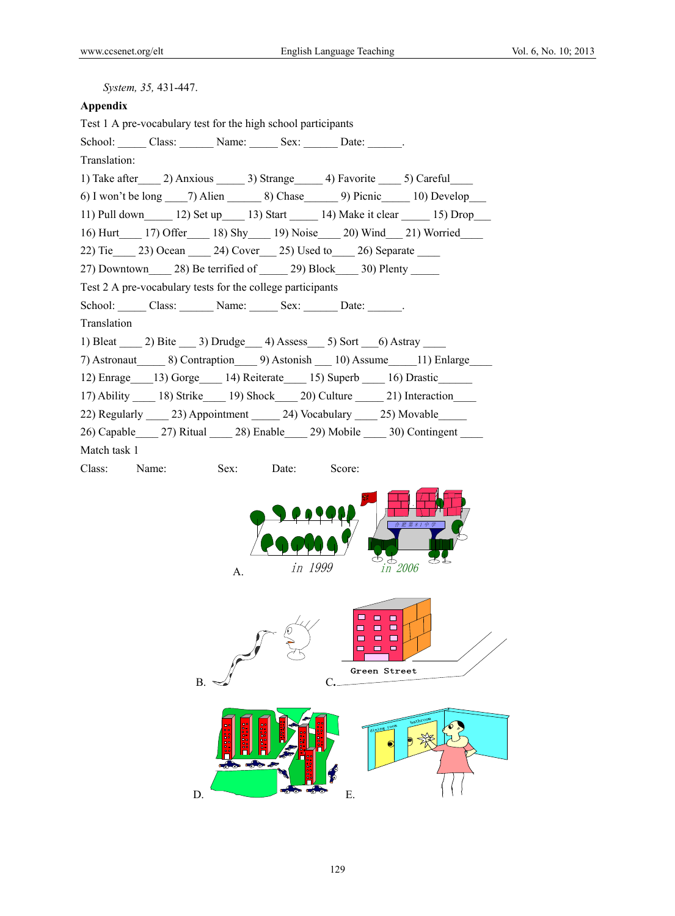*System, 35,* 431-447.

**Appendix**

Test 1 A pre-vocabulary test for the high school participants

School: _____ Class: ______ Name: _____ Sex: ______ Date: ______.

Translation:

1) Take after____ 2) Anxious _____ 3) Strange_____ 4) Favorite ____ 5) Careful____

6) I won't be long ____7) Alien ______ 8) Chase______ 9) Picnic_____ 10) Develop___

11) Pull down_____ 12) Set up____ 13) Start _____ 14) Make it clear _____ 15) Drop___

16) Hurt____ 17) Offer____ 18) Shy____ 19) Noise____ 20) Wind___ 21) Worried____

22) Tie____ 23) Ocean ____ 24) Cover___ 25) Used to____ 26) Separate ____

27) Downtown____ 28) Be terrified of _____ 29) Block____ 30) Plenty _____

Test 2 A pre-vocabulary tests for the college participants

School: _____ Class: ______ Name: _____ Sex: ______ Date: ______.

Translation

1) Bleat ____ 2) Bite ___ 3) Drudge___ 4) Assess___ 5) Sort ___6) Astray ____

7) Astronaut_____ 8) Contraption____ 9) Astonish ___ 10) Assume_____11) Enlarge____

12) Enrage____13) Gorge____ 14) Reiterate____ 15) Superb ____ 16) Drastic______

17) Ability ____ 18) Strike____ 19) Shock____ 20) Culture _____ 21) Interaction____

22) Regularly ____ 23) Appointment _____ 24) Vocabulary ____ 25) Movable_____

26) Capable____ 27) Ritual ____ 28) Enable____ 29) Mobile ____ 30) Contingent ____

Match task 1

Class: Name: Sex: Date: Score:

A. in 1999 in 2006

B.

C. Green Street

D.

E.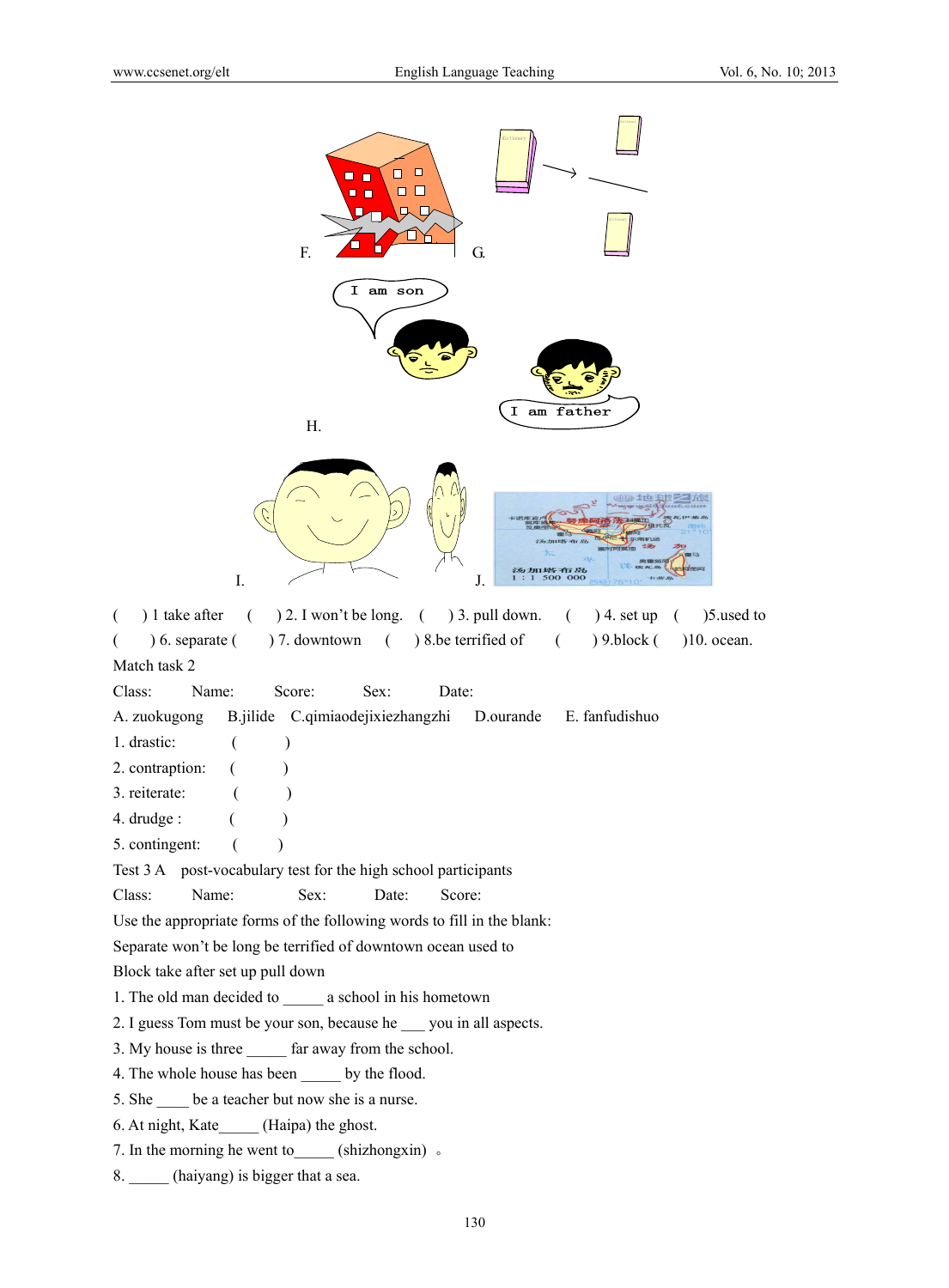F. G.

H.

I. J.

(  ) 1 take after  (  ) 2. I won't be long.  (  ) 3. pull down.  (  ) 4. set up  (  )5.used to

(  ) 6. separate (  ) 7. downtown  (  ) 8.be terrified of  (  ) 9.block (  )10. ocean.

Match task 2

Class:  Name:  Score:  Sex:  Date:

A. zuokugong  B.jilide  C.qimiaodejixiezhangzhi  D.ourande  E. fanfudishuo

1. drastic:  (  )

2. contraption:  (  )

3. reiterate:  (  )

4. drudge :  (  )

5. contingent:  (  )

Test 3 A  post-vocabulary test for the high school participants

Class:  Name:  Sex:  Date:  Score:

Use the appropriate forms of the following words to fill in the blank:

Separate won't be long be terrified of downtown ocean used to

Block take after set up pull down

1. The old man decided to _____ a school in his hometown

2. I guess Tom must be your son, because he ___ you in all aspects.

3. My house is three _____ far away from the school.

4. The whole house has been _____ by the flood.

5. She ____ be a teacher but now she is a nurse.

6. At night, Kate_____ (Haipa) the ghost.

7. In the morning he went to_____ (shizhongxin) 。

8. _____ (haiyang) is bigger that a sea.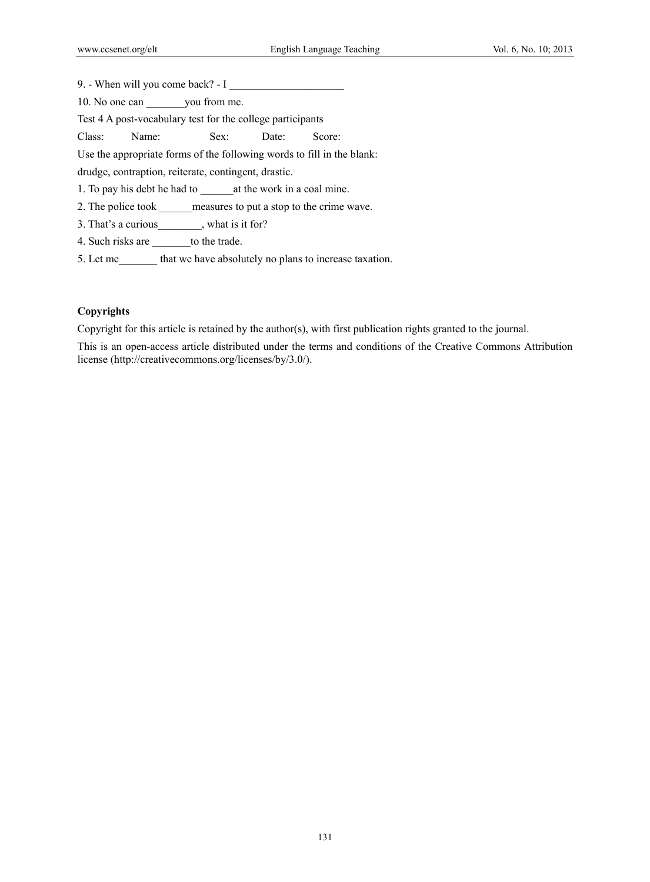9. - When will you come back? - I _____________________

10. No one can _______you from me.

Test 4 A post-vocabulary test for the college participants

Class: Name: Sex: Date: Score:

Use the appropriate forms of the following words to fill in the blank:

drudge, contraption, reiterate, contingent, drastic.

1. To pay his debt he had to ______at the work in a coal mine.
2. The police took ______measures to put a stop to the crime wave.
3. That's a curious________, what is it for?
4. Such risks are _______to the trade.
5. Let me_______ that we have absolutely no plans to increase taxation.

**Copyrights**

Copyright for this article is retained by the author(s), with first publication rights granted to the journal.

This is an open-access article distributed under the terms and conditions of the Creative Commons Attribution license (http://creativecommons.org/licenses/by/3.0/).